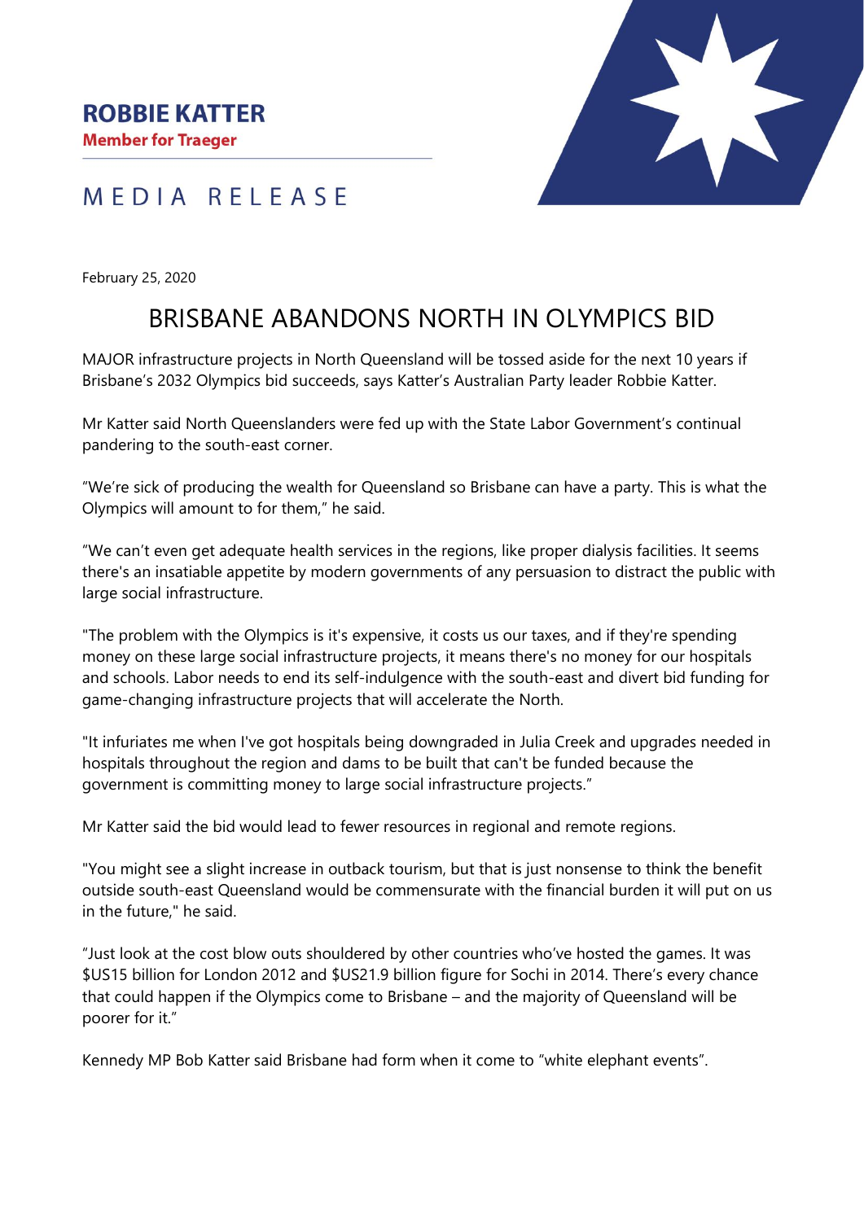**ROBBIE KATTER**
**Member for Traeger**

# MEDIA RELEASE

February 25, 2020

## BRISBANE ABANDONS NORTH IN OLYMPICS BID

MAJOR infrastructure projects in North Queensland will be tossed aside for the next 10 years if Brisbane's 2032 Olympics bid succeeds, says Katter's Australian Party leader Robbie Katter.

Mr Katter said North Queenslanders were fed up with the State Labor Government's continual pandering to the south-east corner.

"We're sick of producing the wealth for Queensland so Brisbane can have a party. This is what the Olympics will amount to for them," he said.

"We can't even get adequate health services in the regions, like proper dialysis facilities. It seems there's an insatiable appetite by modern governments of any persuasion to distract the public with large social infrastructure.

"The problem with the Olympics is it's expensive, it costs us our taxes, and if they're spending money on these large social infrastructure projects, it means there's no money for our hospitals and schools. Labor needs to end its self-indulgence with the south-east and divert bid funding for game-changing infrastructure projects that will accelerate the North.

"It infuriates me when I've got hospitals being downgraded in Julia Creek and upgrades needed in hospitals throughout the region and dams to be built that can't be funded because the government is committing money to large social infrastructure projects."

Mr Katter said the bid would lead to fewer resources in regional and remote regions.

"You might see a slight increase in outback tourism, but that is just nonsense to think the benefit outside south-east Queensland would be commensurate with the financial burden it will put on us in the future," he said.

"Just look at the cost blow outs shouldered by other countries who've hosted the games. It was $US15 billion for London 2012 and $US21.9 billion figure for Sochi in 2014. There's every chance that could happen if the Olympics come to Brisbane – and the majority of Queensland will be poorer for it."

Kennedy MP Bob Katter said Brisbane had form when it come to "white elephant events".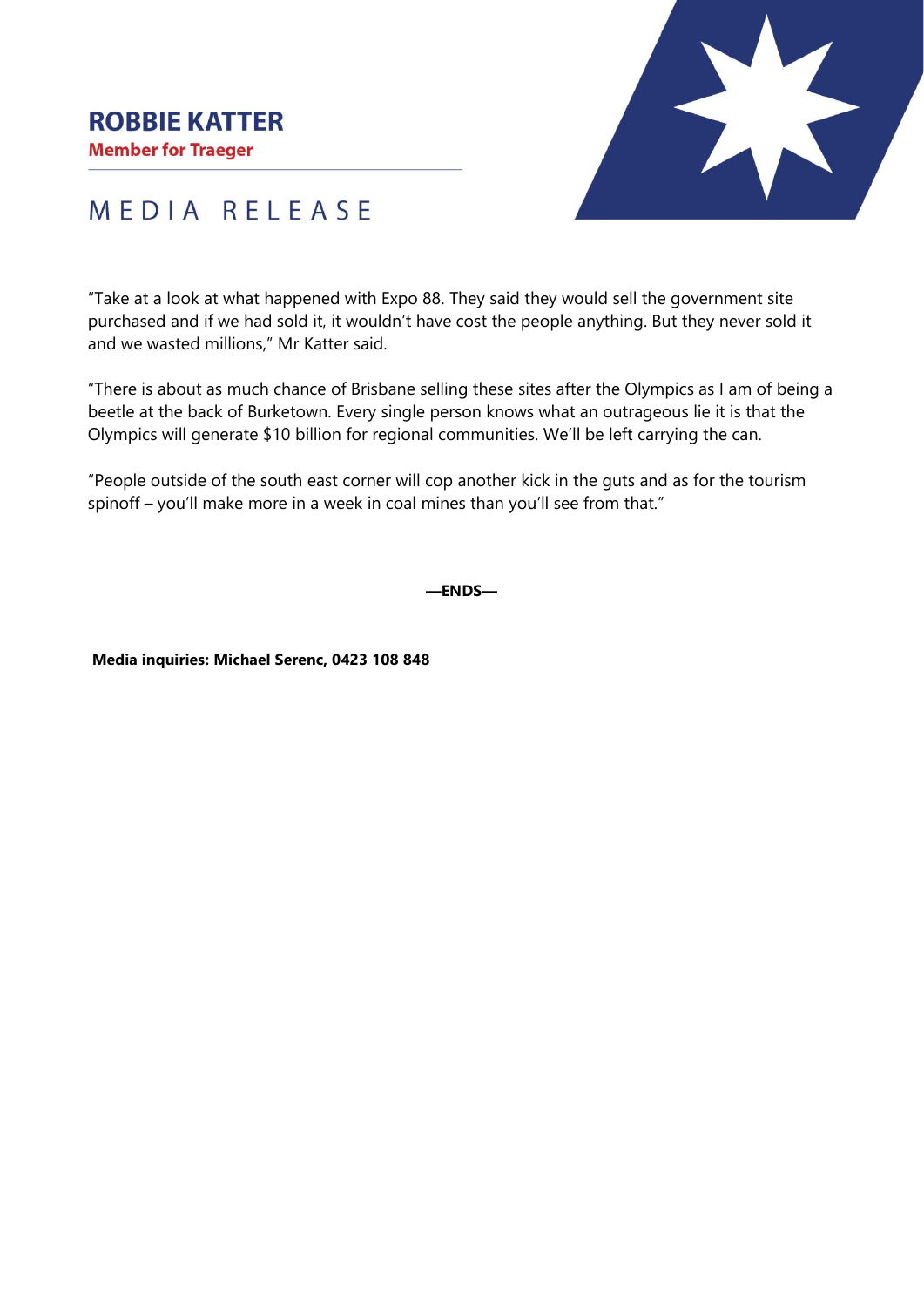**ROBBIE KATTER**
**Member for Traeger**

# MEDIA RELEASE

"Take at a look at what happened with Expo 88. They said they would sell the government site purchased and if we had sold it, it wouldn't have cost the people anything. But they never sold it and we wasted millions," Mr Katter said.

"There is about as much chance of Brisbane selling these sites after the Olympics as I am of being a beetle at the back of Burketown. Every single person knows what an outrageous lie it is that the Olympics will generate $10 billion for regional communities. We'll be left carrying the can.

"People outside of the south east corner will cop another kick in the guts and as for the tourism spinoff – you'll make more in a week in coal mines than you'll see from that."

**—ENDS—**

**Media inquiries: Michael Serenc, 0423 108 848**